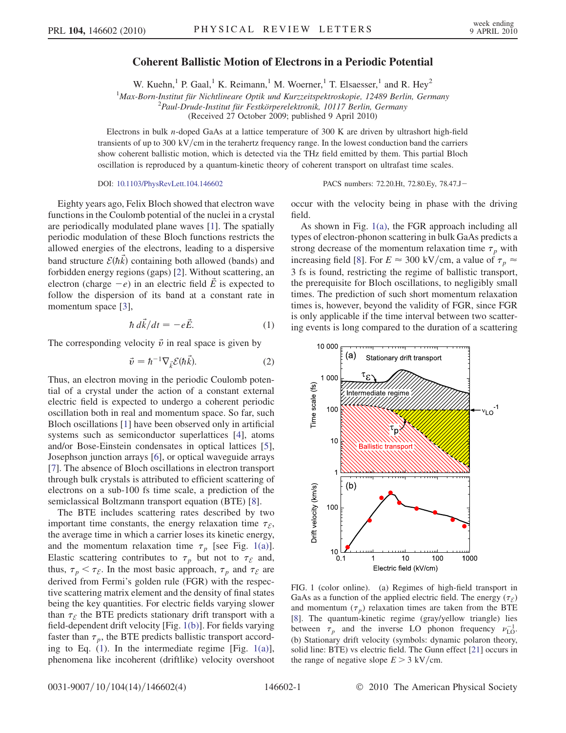# Coherent Ballistic Motion of Electrons in a Periodic Potential

W. Kuehn,[1] P. Gaal,[1] K. Reimann,[1] M. Woerner,[1] T. Elsaesser,[1] and R. Hey[2]

[1]*Max-Born-Institut für Nichtlineare Optik und Kurzzeitspektroskopie, 12489 Berlin, Germany*
[2]*Paul-Drude-Institut für Festkörperelektronik, 10117 Berlin, Germany*
(Received 27 October 2009; published 9 April 2010)

Electrons in bulk *n*-doped GaAs at a lattice temperature of 300 K are driven by ultrashort high-field transients of up to 300 kV/cm in the terahertz frequency range. In the lowest conduction band the carriers show coherent ballistic motion, which is detected via the THz field emitted by them. This partial Bloch oscillation is reproduced by a quantum-kinetic theory of coherent transport on ultrafast time scales.

DOI: 10.1103/PhysRevLett.104.146602 PACS numbers: 72.20.Ht, 72.80.Ey, 78.47.J−

Eighty years ago, Felix Bloch showed that electron wave functions in the Coulomb potential of the nuclei in a crystal are periodically modulated plane waves [1]. The spatially periodic modulation of these Bloch functions restricts the allowed energies of the electrons, leading to a dispersive band structure $\mathcal{E}(\hbar\vec{k})$ containing both allowed (bands) and forbidden energy regions (gaps) [2]. Without scattering, an electron (charge $-e$) in an electric field $\vec{E}$ is expected to follow the dispersion of its band at a constant rate in momentum space [3],

$$\hbar\, d\vec{k}/dt = -e\vec{E}. \tag{1}$$

The corresponding velocity $\vec{v}$ in real space is given by

$$\vec{v} = \hbar^{-1}\nabla_{\vec{k}}\mathcal{E}(\hbar\vec{k}). \tag{2}$$

Thus, an electron moving in the periodic Coulomb potential of a crystal under the action of a constant external electric field is expected to undergo a coherent periodic oscillation both in real and momentum space. So far, such Bloch oscillations [1] have been observed only in artificial systems such as semiconductor superlattices [4], atoms and/or Bose-Einstein condensates in optical lattices [5], Josephson junction arrays [6], or optical waveguide arrays [7]. The absence of Bloch oscillations in electron transport through bulk crystals is attributed to efficient scattering of electrons on a sub-100 fs time scale, a prediction of the semiclassical Boltzmann transport equation (BTE) [8].

The BTE includes scattering rates described by two important time constants, the energy relaxation time $\tau_{\mathcal{E}}$, the average time in which a carrier loses its kinetic energy, and the momentum relaxation time $\tau_p$ [see Fig. 1(a)]. Elastic scattering contributes to $\tau_p$ but not to $\tau_{\mathcal{E}}$ and, thus, $\tau_p < \tau_{\mathcal{E}}$. In the most basic approach, $\tau_p$ and $\tau_{\mathcal{E}}$ are derived from Fermi's golden rule (FGR) with the respective scattering matrix element and the density of final states being the key quantities. For electric fields varying slower than $\tau_{\mathcal{E}}$ the BTE predicts stationary drift transport with a field-dependent drift velocity [Fig. 1(b)]. For fields varying faster than $\tau_p$, the BTE predicts ballistic transport according to Eq. (1). In the intermediate regime [Fig. 1(a)], phenomena like incoherent (driftlike) velocity overshoot occur with the velocity being in phase with the driving field.

As shown in Fig. 1(a), the FGR approach including all types of electron-phonon scattering in bulk GaAs predicts a strong decrease of the momentum relaxation time $\tau_p$ with increasing field [8]. For $E \approx 300$ kV/cm, a value of $\tau_p \approx 3$ fs is found, restricting the regime of ballistic transport, the prerequisite for Bloch oscillations, to negligibly small times. The prediction of such short momentum relaxation times is, however, beyond the validity of FGR, since FGR is only applicable if the time interval between two scattering events is long compared to the duration of a scattering

FIG. 1 (color online). (a) Regimes of high-field transport in GaAs as a function of the applied electric field. The energy ($\tau_{\mathcal{E}}$) and momentum ($\tau_p$) relaxation times are taken from the BTE [8]. The quantum-kinetic regime (gray/yellow triangle) lies between $\tau_p$ and the inverse LO phonon frequency $\nu_{\mathrm{LO}}^{-1}$. (b) Stationary drift velocity (symbols: dynamic polaron theory, solid line: BTE) vs electric field. The Gunn effect [21] occurs in the range of negative slope $E > 3$ kV/cm.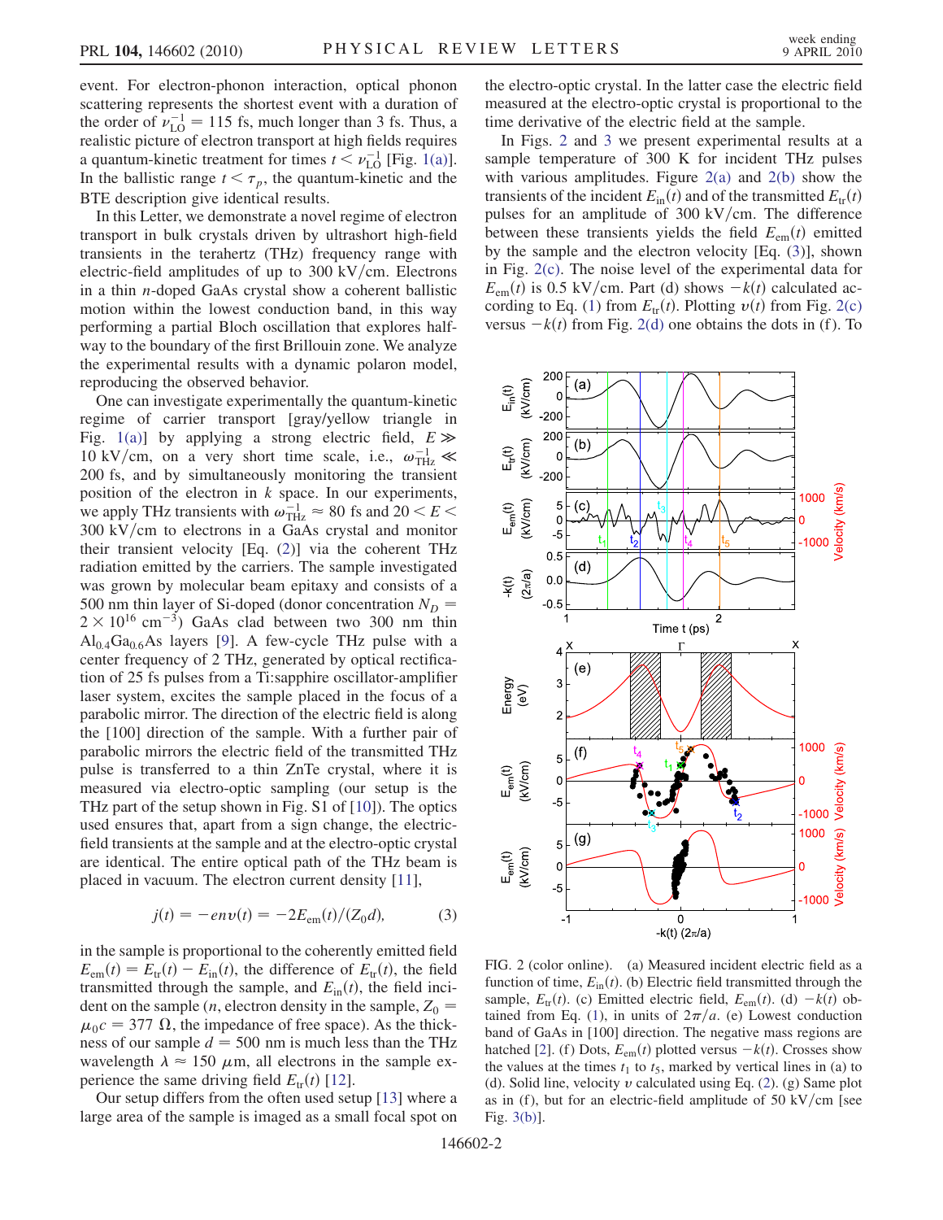event. For electron-phonon interaction, optical phonon scattering represents the shortest event with a duration of the order of $\nu_{\mathrm{LO}}^{-1} = 115$ fs, much longer than 3 fs. Thus, a realistic picture of electron transport at high fields requires a quantum-kinetic treatment for times $t < \nu_{\mathrm{LO}}^{-1}$ [Fig. 1(a)]. In the ballistic range $t < \tau_p$, the quantum-kinetic and the BTE description give identical results.

In this Letter, we demonstrate a novel regime of electron transport in bulk crystals driven by ultrashort high-field transients in the terahertz (THz) frequency range with electric-field amplitudes of up to 300 kV/cm. Electrons in a thin $n$-doped GaAs crystal show a coherent ballistic motion within the lowest conduction band, in this way performing a partial Bloch oscillation that explores halfway to the boundary of the first Brillouin zone. We analyze the experimental results with a dynamic polaron model, reproducing the observed behavior.

One can investigate experimentally the quantum-kinetic regime of carrier transport [gray/yellow triangle in Fig. 1(a)] by applying a strong electric field, $E \gg 10$ kV/cm, on a very short time scale, i.e., $\omega_{\mathrm{THz}}^{-1} \ll 200$ fs, and by simultaneously monitoring the transient position of the electron in $k$ space. In our experiments, we apply THz transients with $\omega_{\mathrm{THz}}^{-1} \approx 80$ fs and $20 < E < 300$ kV/cm to electrons in a GaAs crystal and monitor their transient velocity [Eq. (2)] via the coherent THz radiation emitted by the carriers. The sample investigated was grown by molecular beam epitaxy and consists of a 500 nm thin layer of Si-doped (donor concentration $N_D = 2 \times 10^{16}$ cm$^{-3}$) GaAs clad between two 300 nm thin $\mathrm{Al_{0.4}Ga_{0.6}As}$ layers [9]. A few-cycle THz pulse with a center frequency of 2 THz, generated by optical rectification of 25 fs pulses from a Ti:sapphire oscillator-amplifier laser system, excites the sample placed in the focus of a parabolic mirror. The direction of the electric field is along the [100] direction of the sample. With a further pair of parabolic mirrors the electric field of the transmitted THz pulse is transferred to a thin ZnTe crystal, where it is measured via electro-optic sampling (our setup is the THz part of the setup shown in Fig. S1 of [10]). The optics used ensures that, apart from a sign change, the electric-field transients at the sample and at the electro-optic crystal are identical. The entire optical path of the THz beam is placed in vacuum. The electron current density [11],

$$j(t) = -env(t) = -2E_{\mathrm{em}}(t)/(Z_0 d), \tag{3}$$

in the sample is proportional to the coherently emitted field $E_{\mathrm{em}}(t) = E_{\mathrm{tr}}(t) - E_{\mathrm{in}}(t)$, the difference of $E_{\mathrm{tr}}(t)$, the field transmitted through the sample, and $E_{\mathrm{in}}(t)$, the field incident on the sample ($n$, electron density in the sample, $Z_0 = \mu_0 c = 377\ \Omega$, the impedance of free space). As the thickness of our sample $d = 500$ nm is much less than the THz wavelength $\lambda \approx 150\ \mu$m, all electrons in the sample experience the same driving field $E_{\mathrm{tr}}(t)$ [12].

Our setup differs from the often used setup [13] where a large area of the sample is imaged as a small focal spot on the electro-optic crystal. In the latter case the electric field measured at the electro-optic crystal is proportional to the time derivative of the electric field at the sample.

In Figs. 2 and 3 we present experimental results at a sample temperature of 300 K for incident THz pulses with various amplitudes. Figure 2(a) and 2(b) show the transients of the incident $E_{\mathrm{in}}(t)$ and of the transmitted $E_{\mathrm{tr}}(t)$ pulses for an amplitude of 300 kV/cm. The difference between these transients yields the field $E_{\mathrm{em}}(t)$ emitted by the sample and the electron velocity [Eq. (3)], shown in Fig. 2(c). The noise level of the experimental data for $E_{\mathrm{em}}(t)$ is 0.5 kV/cm. Part (d) shows $-k(t)$ calculated according to Eq. (1) from $E_{\mathrm{tr}}(t)$. Plotting $v(t)$ from Fig. 2(c) versus $-k(t)$ from Fig. 2(d) one obtains the dots in (f). To

FIG. 2 (color online). (a) Measured incident electric field as a function of time, $E_{\mathrm{in}}(t)$. (b) Electric field transmitted through the sample, $E_{\mathrm{tr}}(t)$. (c) Emitted electric field, $E_{\mathrm{em}}(t)$. (d) $-k(t)$ obtained from Eq. (1), in units of $2\pi/a$. (e) Lowest conduction band of GaAs in [100] direction. The negative mass regions are hatched [2]. (f) Dots, $E_{\mathrm{em}}(t)$ plotted versus $-k(t)$. Crosses show the values at the times $t_1$ to $t_5$, marked by vertical lines in (a) to (d). Solid line, velocity $v$ calculated using Eq. (2). (g) Same plot as in (f), but for an electric-field amplitude of 50 kV/cm [see Fig. 3(b)].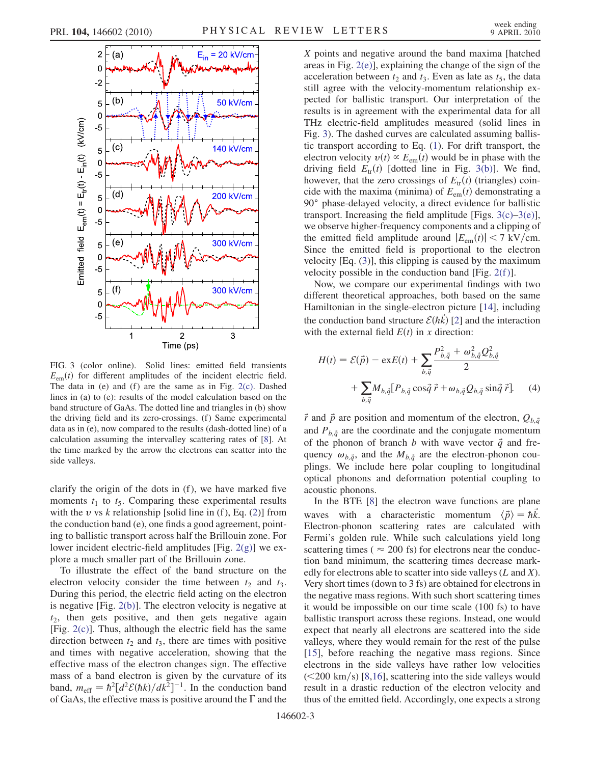FIG. 3 (color online). Solid lines: emitted field transients $E_{\text{em}}(t)$ for different amplitudes of the incident electric field. The data in (e) and (f) are the same as in Fig. 2(c). Dashed lines in (a) to (e): results of the model calculation based on the band structure of GaAs. The dotted line and triangles in (b) show the driving field and its zero-crossings. (f) Same experimental data as in (e), now compared to the results (dash-dotted line) of a calculation assuming the intervalley scattering rates of [8]. At the time marked by the arrow the electrons can scatter into the side valleys.

clarify the origin of the dots in (f), we have marked five moments $t_1$ to $t_5$. Comparing these experimental results with the $v$ vs $k$ relationship [solid line in (f), Eq. (2)] from the conduction band (e), one finds a good agreement, pointing to ballistic transport across half the Brillouin zone. For lower incident electric-field amplitudes [Fig. 2(g)] we explore a much smaller part of the Brillouin zone.

To illustrate the effect of the band structure on the electron velocity consider the time between $t_2$ and $t_3$. During this period, the electric field acting on the electron is negative [Fig. 2(b)]. The electron velocity is negative at $t_2$, then gets positive, and then gets negative again [Fig. 2(c)]. Thus, although the electric field has the same direction between $t_2$ and $t_3$, there are times with positive and times with negative acceleration, showing that the effective mass of the electron changes sign. The effective mass of a band electron is given by the curvature of its band, $m_{\text{eff}} = \hbar^2[d^2\mathcal{E}(\hbar k)/dk^2]^{-1}$. In the conduction band of GaAs, the effective mass is positive around the $\Gamma$ and the $X$ points and negative around the band maxima [hatched areas in Fig. 2(e)], explaining the change of the sign of the acceleration between $t_2$ and $t_3$. Even as late as $t_5$, the data still agree with the velocity-momentum relationship expected for ballistic transport. Our interpretation of the results is in agreement with the experimental data for all THz electric-field amplitudes measured (solid lines in Fig. 3). The dashed curves are calculated assuming ballistic transport according to Eq. (1). For drift transport, the electron velocity $v(t) \propto E_{\text{em}}(t)$ would be in phase with the driving field $E_{\text{tr}}(t)$ [dotted line in Fig. 3(b)]. We find, however, that the zero crossings of $E_{\text{tr}}(t)$ (triangles) coincide with the maxima (minima) of $E_{\text{em}}(t)$ demonstrating a 90° phase-delayed velocity, a direct evidence for ballistic transport. Increasing the field amplitude [Figs. 3(c)–3(e)], we observe higher-frequency components and a clipping of the emitted field amplitude around $|E_{\text{em}}(t)| < 7$ kV/cm. Since the emitted field is proportional to the electron velocity [Eq. (3)], this clipping is caused by the maximum velocity possible in the conduction band [Fig. 2(f)].

Now, we compare our experimental findings with two different theoretical approaches, both based on the same Hamiltonian in the single-electron picture [14], including the conduction band structure $\mathcal{E}(\hbar\vec{k})$ [2] and the interaction with the external field $E(t)$ in $x$ direction:

$$H(t) = \mathcal{E}(\vec{p}) - exE(t) + \sum_{b,\vec{q}} \frac{P_{b,\vec{q}}^2 + \omega_{b,\vec{q}}^2 Q_{b,\vec{q}}^2}{2} + \sum_{b,\vec{q}} M_{b,\vec{q}}[P_{b,\vec{q}} \cos\vec{q}\,\vec{r} + \omega_{b,\vec{q}} Q_{b,\vec{q}} \sin\vec{q}\,\vec{r}]. \quad (4)$$

$\vec{r}$ and $\vec{p}$ are position and momentum of the electron, $Q_{b,\vec{q}}$ and $P_{b,\vec{q}}$ are the coordinate and the conjugate momentum of the phonon of branch $b$ with wave vector $\vec{q}$ and frequency $\omega_{b,\vec{q}}$, and the $M_{b,\vec{q}}$ are the electron-phonon couplings. We include here polar coupling to longitudinal optical phonons and deformation potential coupling to acoustic phonons.

In the BTE [8] the electron wave functions are plane waves with a characteristic momentum $\langle\vec{p}\rangle = \hbar\vec{k}$. Electron-phonon scattering rates are calculated with Fermi's golden rule. While such calculations yield long scattering times ($\approx 200$ fs) for electrons near the conduction band minimum, the scattering times decrease markedly for electrons able to scatter into side valleys ($L$ and $X$). Very short times (down to 3 fs) are obtained for electrons in the negative mass regions. With such short scattering times it would be impossible on our time scale (100 fs) to have ballistic transport across these regions. Instead, one would expect that nearly all electrons are scattered into the side valleys, where they would remain for the rest of the pulse [15], before reaching the negative mass regions. Since electrons in the side valleys have rather low velocities ($<200$ km/s) [8,16], scattering into the side valleys would result in a drastic reduction of the electron velocity and thus of the emitted field. Accordingly, one expects a strong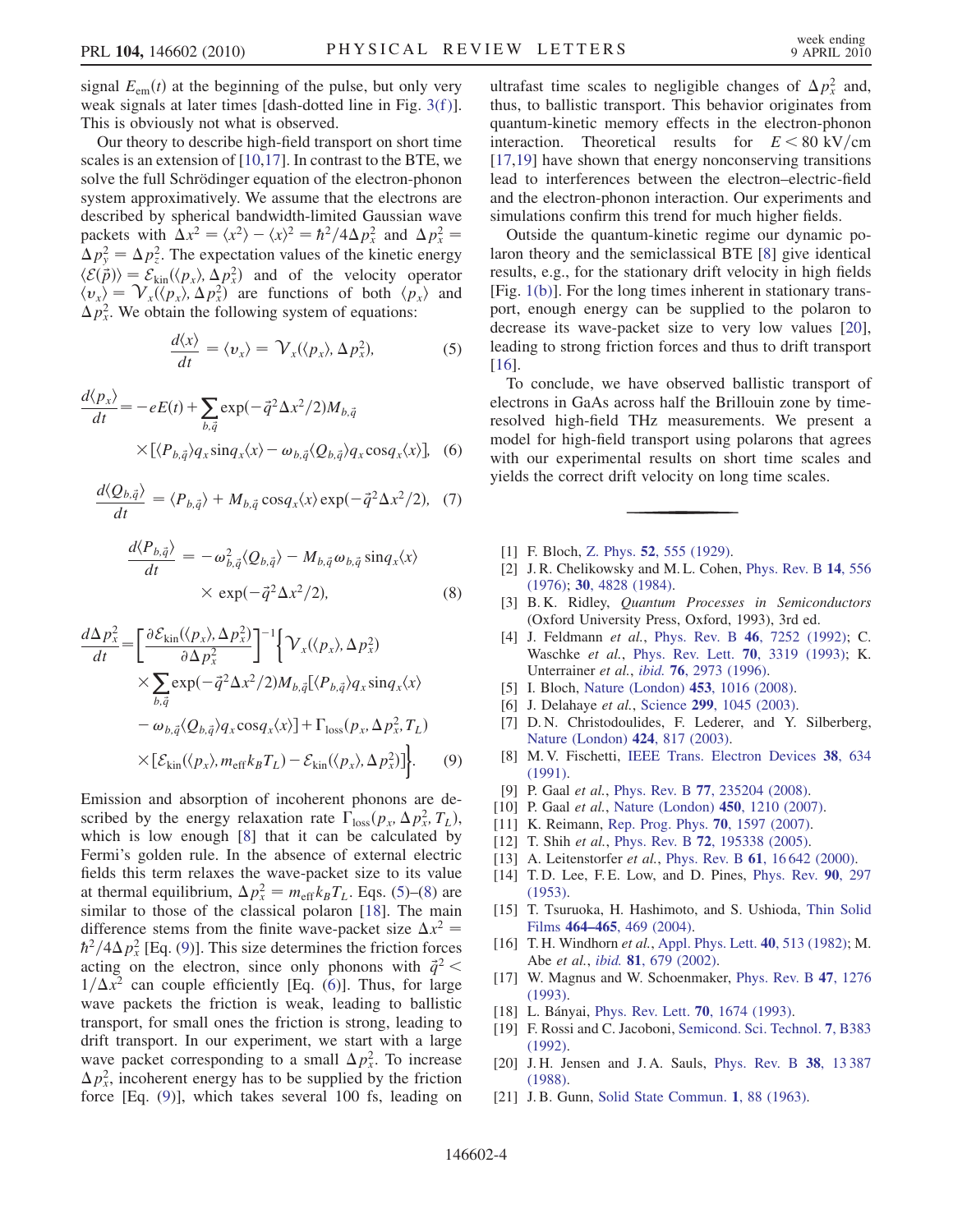signal $E_{\mathrm{em}}(t)$ at the beginning of the pulse, but only very weak signals at later times [dash-dotted line in Fig. 3(f)]. This is obviously not what is observed.

Our theory to describe high-field transport on short time scales is an extension of [10,17]. In contrast to the BTE, we solve the full Schrödinger equation of the electron-phonon system approximately. We assume that the electrons are described by spherical bandwidth-limited Gaussian wave packets with $\Delta x^2 = \langle x^2 \rangle - \langle x \rangle^2 = \hbar^2/4\Delta p_x^2$ and $\Delta p_x^2 = \Delta p_y^2 = \Delta p_z^2$. The expectation values of the kinetic energy $\langle \mathcal{E}(\vec{p}) \rangle = \mathcal{E}_{\mathrm{kin}}(\langle p_x \rangle, \Delta p_x^2)$ and of the velocity operator $\langle v_x \rangle = \mathcal{V}_x(\langle p_x \rangle, \Delta p_x^2)$ are functions of both $\langle p_x \rangle$ and $\Delta p_x^2$. We obtain the following system of equations:

$$\frac{d\langle x \rangle}{dt} = \langle v_x \rangle = \mathcal{V}_x(\langle p_x \rangle, \Delta p_x^2), \tag{5}$$

$$\frac{d\langle p_x \rangle}{dt} = -eE(t) + \sum_{b,\vec{q}} \exp(-\vec{q}^{\,2}\Delta x^2/2) M_{b,\vec{q}} \times [\langle P_{b,\vec{q}} \rangle q_x \sin q_x \langle x \rangle - \omega_{b,\vec{q}} \langle Q_{b,\vec{q}} \rangle q_x \cos q_x \langle x \rangle], \tag{6}$$

$$\frac{d\langle Q_{b,\vec{q}} \rangle}{dt} = \langle P_{b,\vec{q}} \rangle + M_{b,\vec{q}} \cos q_x \langle x \rangle \exp(-\vec{q}^{\,2}\Delta x^2/2), \tag{7}$$

$$\frac{d\langle P_{b,\vec{q}} \rangle}{dt} = -\omega_{b,\vec{q}}^2 \langle Q_{b,\vec{q}} \rangle - M_{b,\vec{q}} \omega_{b,\vec{q}} \sin q_x \langle x \rangle \times \exp(-\vec{q}^{\,2}\Delta x^2/2), \tag{8}$$

$$\begin{aligned} \frac{d\Delta p_x^2}{dt} = \left[ \frac{\partial \mathcal{E}_{\mathrm{kin}}(\langle p_x \rangle, \Delta p_x^2)}{\partial \Delta p_x^2} \right]^{-1} \Bigg\{ & \mathcal{V}_x(\langle p_x \rangle, \Delta p_x^2) \times \sum_{b,\vec{q}} \exp(-\vec{q}^{\,2}\Delta x^2/2) M_{b,\vec{q}} [\langle P_{b,\vec{q}} \rangle q_x \sin q_x \langle x \rangle \\ & - \omega_{b,\vec{q}} \langle Q_{b,\vec{q}} \rangle q_x \cos q_x \langle x \rangle] + \Gamma_{\mathrm{loss}}(p_x, \Delta p_x^2, T_L) \\ & \times [\mathcal{E}_{\mathrm{kin}}(\langle p_x \rangle, m_{\mathrm{eff}} k_B T_L) - \mathcal{E}_{\mathrm{kin}}(\langle p_x \rangle, \Delta p_x^2)] \Bigg\}. \end{aligned} \tag{9}$$

Emission and absorption of incoherent phonons are described by the energy relaxation rate $\Gamma_{\mathrm{loss}}(p_x, \Delta p_x^2, T_L)$, which is low enough [8] that it can be calculated by Fermi's golden rule. In the absence of external electric fields this term relaxes the wave-packet size to its value at thermal equilibrium, $\Delta p_x^2 = m_{\mathrm{eff}} k_B T_L$. Eqs. (5)–(8) are similar to those of the classical polaron [18]. The main difference stems from the finite wave-packet size $\Delta x^2 = \hbar^2/4\Delta p_x^2$ [Eq. (9)]. This size determines the friction forces acting on the electron, since only phonons with $\vec{q}^{\,2} < 1/\Delta x^2$ can couple efficiently [Eq. (6)]. Thus, for large wave packets the friction is weak, leading to ballistic transport, for small ones the friction is strong, leading to drift transport. In our experiment, we start with a large wave packet corresponding to a small $\Delta p_x^2$. To increase $\Delta p_x^2$, incoherent energy has to be supplied by the friction force [Eq. (9)], which takes several 100 fs, leading on ultrafast time scales to negligible changes of $\Delta p_x^2$ and, thus, to ballistic transport. This behavior originates from quantum-kinetic memory effects in the electron-phonon interaction. Theoretical results for $E < 80$ kV/cm [17,19] have shown that energy nonconserving transitions lead to interferences between the electron–electric-field and the electron-phonon interaction. Our experiments and simulations confirm this trend for much higher fields.

Outside the quantum-kinetic regime our dynamic polaron theory and the semiclassical BTE [8] give identical results, e.g., for the stationary drift velocity in high fields [Fig. 1(b)]. For the long times inherent in stationary transport, enough energy can be supplied to the polaron to decrease its wave-packet size to very low values [20], leading to strong friction forces and thus to drift transport [16].

To conclude, we have observed ballistic transport of electrons in GaAs across half the Brillouin zone by time-resolved high-field THz measurements. We present a model for high-field transport using polarons that agrees with our experimental results on short time scales and yields the correct drift velocity on long time scales.

---

[1] F. Bloch, Z. Phys. **52**, 555 (1929).
[2] J. R. Chelikowsky and M. L. Cohen, Phys. Rev. B **14**, 556 (1976); **30**, 4828 (1984).
[3] B. K. Ridley, *Quantum Processes in Semiconductors* (Oxford University Press, Oxford, 1993), 3rd ed.
[4] J. Feldmann *et al.*, Phys. Rev. B **46**, 7252 (1992); C. Waschke *et al.*, Phys. Rev. Lett. **70**, 3319 (1993); K. Unterrainer *et al.*, *ibid.* **76**, 2973 (1996).
[5] I. Bloch, Nature (London) **453**, 1016 (2008).
[6] J. Delahaye *et al.*, Science **299**, 1045 (2003).
[7] D. N. Christodoulides, F. Lederer, and Y. Silberberg, Nature (London) **424**, 817 (2003).
[8] M. V. Fischetti, IEEE Trans. Electron Devices **38**, 634 (1991).
[9] P. Gaal *et al.*, Phys. Rev. B **77**, 235204 (2008).
[10] P. Gaal *et al.*, Nature (London) **450**, 1210 (2007).
[11] K. Reimann, Rep. Prog. Phys. **70**, 1597 (2007).
[12] T. Shih *et al.*, Phys. Rev. B **72**, 195338 (2005).
[13] A. Leitenstorfer *et al.*, Phys. Rev. B **61**, 16 642 (2000).
[14] T. D. Lee, F. E. Low, and D. Pines, Phys. Rev. **90**, 297 (1953).
[15] T. Tsuruoka, H. Hashimoto, and S. Ushioda, Thin Solid Films **464–465**, 469 (2004).
[16] T. H. Windhorn *et al.*, Appl. Phys. Lett. **40**, 513 (1982); M. Abe *et al.*, *ibid.* **81**, 679 (2002).
[17] W. Magnus and W. Schoenmaker, Phys. Rev. B **47**, 1276 (1993).
[18] L. Bányai, Phys. Rev. Lett. **70**, 1674 (1993).
[19] F. Rossi and C. Jacoboni, Semicond. Sci. Technol. **7**, B383 (1992).
[20] J. H. Jensen and J. A. Sauls, Phys. Rev. B **38**, 13 387 (1988).
[21] J. B. Gunn, Solid State Commun. **1**, 88 (1963).